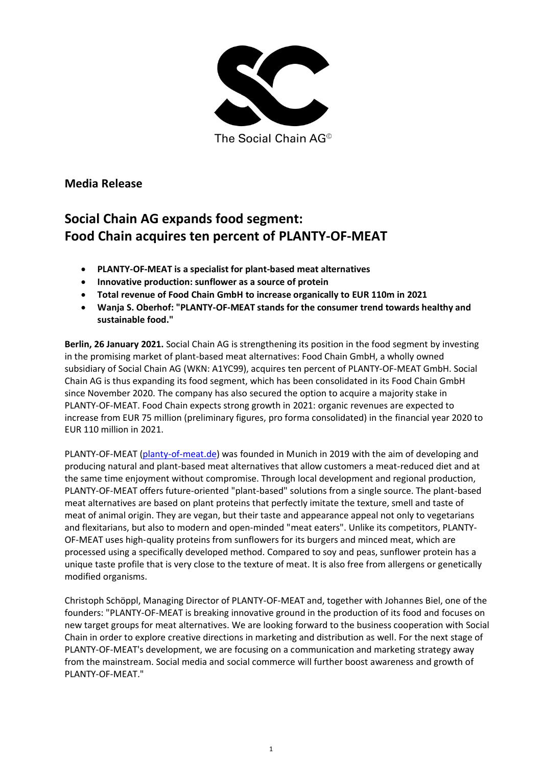The Social Chain AG©

## Media Release

# Social Chain AG expands food segment: Food Chain acquires ten percent of PLANTY-OF-MEAT

- **PLANTY-OF-MEAT is a specialist for plant-based meat alternatives**
- **Innovative production: sunflower as a source of protein**
- **Total revenue of Food Chain GmbH to increase organically to EUR 110m in 2021**
- **Wanja S. Oberhof: "PLANTY-OF-MEAT stands for the consumer trend towards healthy and sustainable food."**

**Berlin, 26 January 2021.** Social Chain AG is strengthening its position in the food segment by investing in the promising market of plant-based meat alternatives: Food Chain GmbH, a wholly owned subsidiary of Social Chain AG (WKN: A1YC99), acquires ten percent of PLANTY-OF-MEAT GmbH. Social Chain AG is thus expanding its food segment, which has been consolidated in its Food Chain GmbH since November 2020. The company has also secured the option to acquire a majority stake in PLANTY-OF-MEAT. Food Chain expects strong growth in 2021: organic revenues are expected to increase from EUR 75 million (preliminary figures, pro forma consolidated) in the financial year 2020 to EUR 110 million in 2021.

PLANTY-OF-MEAT (planty-of-meat.de) was founded in Munich in 2019 with the aim of developing and producing natural and plant-based meat alternatives that allow customers a meat-reduced diet and at the same time enjoyment without compromise. Through local development and regional production, PLANTY-OF-MEAT offers future-oriented "plant-based" solutions from a single source. The plant-based meat alternatives are based on plant proteins that perfectly imitate the texture, smell and taste of meat of animal origin. They are vegan, but their taste and appearance appeal not only to vegetarians and flexitarians, but also to modern and open-minded "meat eaters". Unlike its competitors, PLANTY-OF-MEAT uses high-quality proteins from sunflowers for its burgers and minced meat, which are processed using a specifically developed method. Compared to soy and peas, sunflower protein has a unique taste profile that is very close to the texture of meat. It is also free from allergens or genetically modified organisms.

Christoph Schöppl, Managing Director of PLANTY-OF-MEAT and, together with Johannes Biel, one of the founders: "PLANTY-OF-MEAT is breaking innovative ground in the production of its food and focuses on new target groups for meat alternatives. We are looking forward to the business cooperation with Social Chain in order to explore creative directions in marketing and distribution as well. For the next stage of PLANTY-OF-MEAT's development, we are focusing on a communication and marketing strategy away from the mainstream. Social media and social commerce will further boost awareness and growth of PLANTY-OF-MEAT."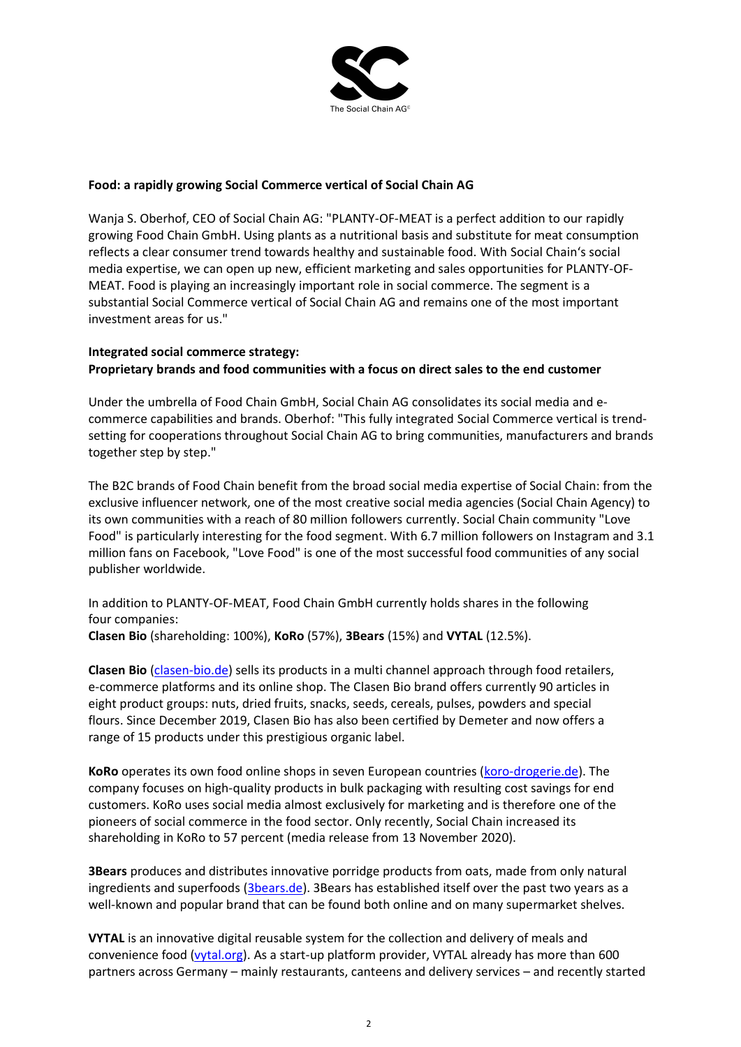**Food: a rapidly growing Social Commerce vertical of Social Chain AG**

Wanja S. Oberhof, CEO of Social Chain AG: "PLANTY-OF-MEAT is a perfect addition to our rapidly growing Food Chain GmbH. Using plants as a nutritional basis and substitute for meat consumption reflects a clear consumer trend towards healthy and sustainable food. With Social Chain's social media expertise, we can open up new, efficient marketing and sales opportunities for PLANTY-OF-MEAT. Food is playing an increasingly important role in social commerce. The segment is a substantial Social Commerce vertical of Social Chain AG and remains one of the most important investment areas for us."

**Integrated social commerce strategy:**
**Proprietary brands and food communities with a focus on direct sales to the end customer**

Under the umbrella of Food Chain GmbH, Social Chain AG consolidates its social media and e-commerce capabilities and brands. Oberhof: "This fully integrated Social Commerce vertical is trend-setting for cooperations throughout Social Chain AG to bring communities, manufacturers and brands together step by step."

The B2C brands of Food Chain benefit from the broad social media expertise of Social Chain: from the exclusive influencer network, one of the most creative social media agencies (Social Chain Agency) to its own communities with a reach of 80 million followers currently. Social Chain community "Love Food" is particularly interesting for the food segment. With 6.7 million followers on Instagram and 3.1 million fans on Facebook, "Love Food" is one of the most successful food communities of any social publisher worldwide.

In addition to PLANTY-OF-MEAT, Food Chain GmbH currently holds shares in the following four companies:
**Clasen Bio** (shareholding: 100%), **KoRo** (57%), **3Bears** (15%) and **VYTAL** (12.5%).

**Clasen Bio** (clasen-bio.de) sells its products in a multi channel approach through food retailers, e-commerce platforms and its online shop. The Clasen Bio brand offers currently 90 articles in eight product groups: nuts, dried fruits, snacks, seeds, cereals, pulses, powders and special flours. Since December 2019, Clasen Bio has also been certified by Demeter and now offers a range of 15 products under this prestigious organic label.

**KoRo** operates its own food online shops in seven European countries (koro-drogerie.de). The company focuses on high-quality products in bulk packaging with resulting cost savings for end customers. KoRo uses social media almost exclusively for marketing and is therefore one of the pioneers of social commerce in the food sector. Only recently, Social Chain increased its shareholding in KoRo to 57 percent (media release from 13 November 2020).

**3Bears** produces and distributes innovative porridge products from oats, made from only natural ingredients and superfoods (3bears.de). 3Bears has established itself over the past two years as a well-known and popular brand that can be found both online and on many supermarket shelves.

**VYTAL** is an innovative digital reusable system for the collection and delivery of meals and convenience food (vytal.org). As a start-up platform provider, VYTAL already has more than 600 partners across Germany – mainly restaurants, canteens and delivery services – and recently started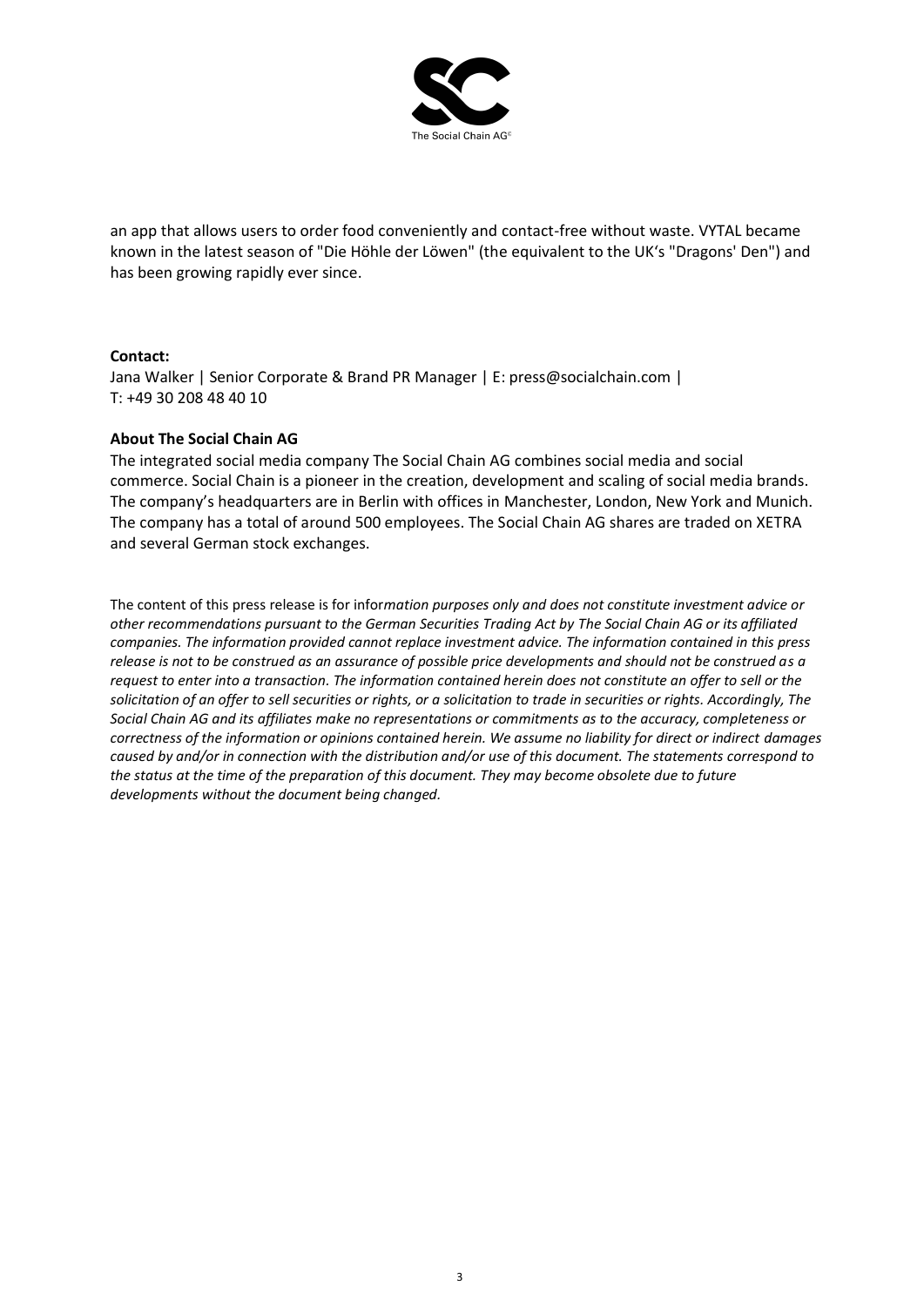an app that allows users to order food conveniently and contact-free without waste. VYTAL became known in the latest season of "Die Höhle der Löwen" (the equivalent to the UK's "Dragons' Den") and has been growing rapidly ever since.

**Contact:**
Jana Walker | Senior Corporate & Brand PR Manager | E: press@socialchain.com | T: +49 30 208 48 40 10

**About The Social Chain AG**
The integrated social media company The Social Chain AG combines social media and social commerce. Social Chain is a pioneer in the creation, development and scaling of social media brands. The company's headquarters are in Berlin with offices in Manchester, London, New York and Munich. The company has a total of around 500 employees. The Social Chain AG shares are traded on XETRA and several German stock exchanges.

The content of this press release is for infor*mation purposes only and does not constitute investment advice or other recommendations pursuant to the German Securities Trading Act by The Social Chain AG or its affiliated companies. The information provided cannot replace investment advice. The information contained in this press release is not to be construed as an assurance of possible price developments and should not be construed as a request to enter into a transaction. The information contained herein does not constitute an offer to sell or the solicitation of an offer to sell securities or rights, or a solicitation to trade in securities or rights. Accordingly, The Social Chain AG and its affiliates make no representations or commitments as to the accuracy, completeness or correctness of the information or opinions contained herein. We assume no liability for direct or indirect damages caused by and/or in connection with the distribution and/or use of this document. The statements correspond to the status at the time of the preparation of this document. They may become obsolete due to future developments without the document being changed.*